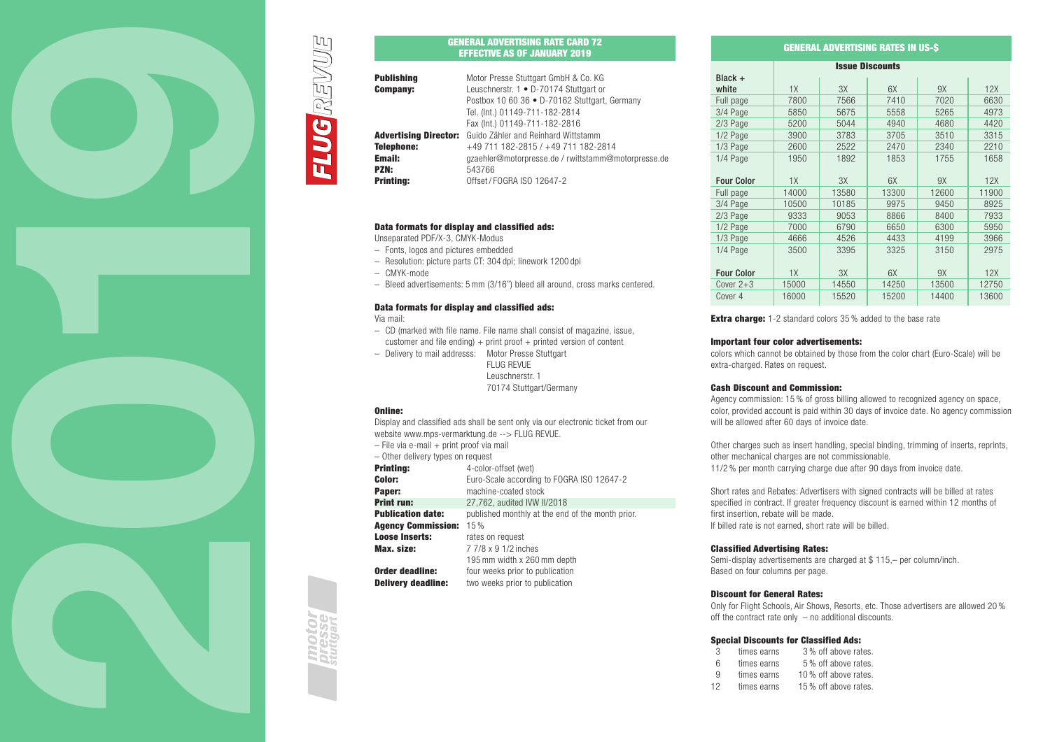## GENERAL ADVERTISING RATE CARD 72
## EFFECTIVE AS OF JANUARY 2019

**Publishing Company:** Motor Presse Stuttgart GmbH & Co. KG
Leuschnerstr. 1 • D-70174 Stuttgart or
Postbox 10 60 36 • D-70162 Stuttgart, Germany
Tel. (Int.) 01149-711-182-2814
Fax (Int.) 01149-711-182-2816

**Advertising Director:** Guido Zähler and Reinhard Wittstamm

**Telephone:** +49 711 182-2815 / +49 711 182-2814

**Email:** gzaehler@motorpresse.de / rwittstamm@motorpresse.de

**PZN:** 543766

**Printing:** Offset / FOGRA ISO 12647-2

### Data formats for display and classified ads:

Unseparated PDF/X-3, CMYK-Modus

- Fonts, logos and pictures embedded
- Resolution: picture parts CT: 304 dpi; linework 1200 dpi
- CMYK-mode
- Bleed advertisements: 5 mm (3/16") bleed all around, cross marks centered.

### Data formats for display and classified ads:

Via mail:

- CD (marked with file name. File name shall consist of magazine, issue, customer and file ending) + print proof + printed version of content
- Delivery to mail addresss: Motor Presse Stuttgart
  FLUG REVUE
  Leuschnerstr. 1
  70174 Stuttgart/Germany

### Online:

Display and classified ads shall be sent only via our electronic ticket from our website www.mps-vermarktung.de --> FLUG REVUE.

– File via e-mail + print proof via mail
– Other delivery types on request

**Printing:** 4-color-offset (wet)

**Color:** Euro-Scale according to FOGRA ISO 12647-2

**Paper:** machine-coated stock

**Print run:** 27,762, audited IVW II/2018

**Publication date:** published monthly at the end of the month prior.

**Agency Commission:** 15 %

**Loose Inserts:** rates on request

**Max. size:** 7 7/8 x 9 1/2 inches
195 mm width x 260 mm depth

**Order deadline:** four weeks prior to publication

**Delivery deadline:** two weeks prior to publication

## GENERAL ADVERTISING RATES IN US-$

| | Issue Discounts | | | | |
|---|---|---|---|---|---|
| **Black + white** | 1X | 3X | 6X | 9X | 12X |
| Full page | 7800 | 7566 | 7410 | 7020 | 6630 |
| 3/4 Page | 5850 | 5675 | 5558 | 5265 | 4973 |
| 2/3 Page | 5200 | 5044 | 4940 | 4680 | 4420 |
| 1/2 Page | 3900 | 3783 | 3705 | 3510 | 3315 |
| 1/3 Page | 2600 | 2522 | 2470 | 2340 | 2210 |
| 1/4 Page | 1950 | 1892 | 1853 | 1755 | 1658 |
| **Four Color** | 1X | 3X | 6X | 9X | 12X |
| Full page | 14000 | 13580 | 13300 | 12600 | 11900 |
| 3/4 Page | 10500 | 10185 | 9975 | 9450 | 8925 |
| 2/3 Page | 9333 | 9053 | 8866 | 8400 | 7933 |
| 1/2 Page | 7000 | 6790 | 6650 | 6300 | 5950 |
| 1/3 Page | 4666 | 4526 | 4433 | 4199 | 3966 |
| 1/4 Page | 3500 | 3395 | 3325 | 3150 | 2975 |
| **Four Color** | 1X | 3X | 6X | 9X | 12X |
| Cover 2+3 | 15000 | 14550 | 14250 | 13500 | 12750 |
| Cover 4 | 16000 | 15520 | 15200 | 14400 | 13600 |

**Extra charge:** 1-2 standard colors 35 % added to the base rate

### Important four color advertisements:

colors which cannot be obtained by those from the color chart (Euro-Scale) will be extra-charged. Rates on request.

### Cash Discount and Commission:

Agency commission: 15 % of gross billing allowed to recognized agency on space, color, provided account is paid within 30 days of invoice date. No agency commission will be allowed after 60 days of invoice date.

Other charges such as insert handling, special binding, trimming of inserts, reprints, other mechanical charges are not commissionable.
11/2 % per month carrying charge due after 90 days from invoice date.

Short rates and Rebates: Advertisers with signed contracts will be billed at rates specified in contract. If greater frequency discount is earned within 12 months of first insertion, rebate will be made.
If billed rate is not earned, short rate will be billed.

### Classified Advertising Rates:

Semi-display advertisements are charged at $ 115,– per column/inch.
Based on four columns per page.

### Discount for General Rates:

Only for Flight Schools, Air Shows, Resorts, etc. Those advertisers are allowed 20 % off the contract rate only – no additional discounts.

### Special Discounts for Classified Ads:

| | | |
|---|---|---|
| 3 | times earns | 3 % off above rates. |
| 6 | times earns | 5 % off above rates. |
| 9 | times earns | 10 % off above rates. |
| 12 | times earns | 15 % off above rates. |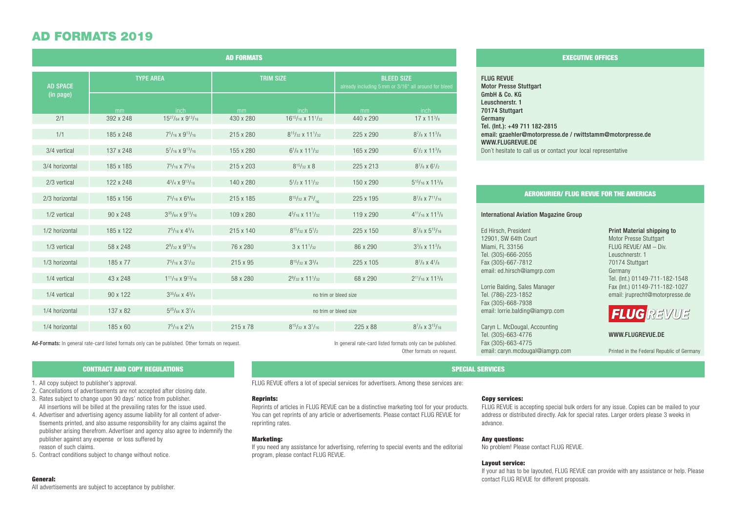# AD FORMATS 2019

## AD FORMATS

| AD SPACE (in page) | TYPE AREA | | TRIM SIZE | | BLEED SIZE already including 5 mm or 3/16" all around for bleed | |
|---|---|---|---|---|---|---|
| | mm | inch | mm | inch | mm | inch |
| 2/1 | 392 x 248 | 15 27/64 x 9 13/16 | 430 x 280 | 16 15/16 x 11 1/32 | 440 x 290 | 17 x 11 3/8 |
| 1/1 | 185 x 248 | 7 5/16 x 9 13/16 | 215 x 280 | 8 15/32 x 11 1/32 | 225 x 290 | 8 7/8 x 11 3/8 |
| 3/4 vertical | 137 x 248 | 5 7/16 x 9 13/16 | 155 x 280 | 6 1/8 x 11 1/32 | 165 x 290 | 6 1/2 x 11 3/8 |
| 3/4 horizontal | 185 x 185 | 7 5/16 x 7 5/16 | 215 x 203 | 8 15/32 x 8 | 225 x 213 | 8 7/8 x 6 1/2 |
| 2/3 vertical | 122 x 248 | 4 3/4 x 9 13/16 | 140 x 280 | 5 1/2 x 11 1/32 | 150 x 290 | 5 15/16 x 11 3/8 |
| 2/3 horizontal | 185 x 156 | 7 5/16 x 6 9/64 | 215 x 185 | 8 15/32 x 7 5/16 | 225 x 195 | 8 7/8 x 7 11/16 |
| 1/2 vertical | 90 x 248 | 3 35/64 x 9 13/16 | 109 x 280 | 4 5/16 x 11 1/32 | 119 x 290 | 4 11/16 x 11 3/8 |
| 1/2 horizontal | 185 x 122 | 7 5/16 x 4 3/4 | 215 x 140 | 8 15/32 x 5 1/2 | 225 x 150 | 8 7/8 x 5 15/16 |
| 1/3 vertical | 58 x 248 | 2 9/32 x 9 13/16 | 76 x 280 | 3 x 11 1/32 | 86 x 290 | 3 3/8 x 11 3/8 |
| 1/3 horizontal | 185 x 77 | 7 5/16 x 3 1/32 | 215 x 95 | 8 15/32 x 3 3/4 | 225 x 105 | 8 7/8 x 4 1/8 |
| 1/4 vertical | 43 x 248 | 1 11/16 x 9 13/16 | 58 x 280 | 2 9/32 x 11 1/32 | 68 x 290 | 2 11/16 x 11 3/8 |
| 1/4 vertical | 90 x 122 | 3 35/64 x 4 3/4 | no trim or bleed size | | | |
| 1/4 horizontal | 137 x 82 | 5 25/64 x 3 1/4 | no trim or bleed size | | | |
| 1/4 horizontal | 185 x 60 | 7 5/16 x 2 3/8 | 215 x 78 | 8 15/32 x 3 1/16 | 225 x 88 | 8 7/8 x 3 15/16 |

**Ad-Formats:** In general rate-card listed formats only can be published. Other formats on request.

In general rate-card listed formats only can be published. Other formats on request.

## EXECUTIVE OFFICES

**FLUG REVUE**
**Motor Presse Stuttgart**
**GmbH & Co. KG**
**Leuschnerstr. 1**
**70174 Stuttgart**
**Germany**
**Tel. (Int.): +49 711 182-2815**
**email: gzaehler@motorpresse.de / rwittstamm@motorpresse.de**
**WWW.FLUGREVUE.DE**
Don't hesitate to call us or contact your local representative

## AEROKURIER/ FLUG REVUE FOR THE AMERICAS

**International Aviation Magazine Group**

Ed Hirsch, President
12901, SW 64th Court
Miami, FL 33156
Tel. (305)-666-2055
Fax (305)-667-7812
email: ed.hirsch@iamgrp.com

Lorrie Balding, Sales Manager
Tel. (786)-223-1852
Fax (305)-668-7938
email: lorrie.balding@iamgrp.com

Caryn L. McDougal, Accounting
Tel. (305)-663-4776
Fax (305)-663-4775
email: caryn.mcdougal@iamgrp.com

**Print Material shipping to**
Motor Presse Stuttgart
FLUG REVUE/ AM – Div.
Leuschnerstr. 1
70174 Stuttgart
Germany
Tel. (Int.) 01149-711-182-1548
Fax (Int.) 01149-711-182-1027
email: jruprecht@motorpresse.de

FLUG REVUE

WWW.FLUGREVUE.DE

Printed in the Federal Republic of Germany

## CONTRACT AND COPY REGULATIONS

1. All copy subject to publisher's approval.
2. Cancellations of advertisements are not accepted after closing date.
3. Rates subject to change upon 90 days' notice from publisher. All insertions will be billed at the prevailing rates for the issue used.
4. Advertiser and advertising agency assume liability for all content of advertisements printed, and also assume responsibility for any claims against the publisher arising therefrom. Advertiser and agency also agree to indemnify the publisher against any expense or loss suffered by reason of such claims.
5. Contract conditions subject to change without notice.

**General:**
All advertisements are subject to acceptance by publisher.

## SPECIAL SERVICES

FLUG REVUE offers a lot of special services for advertisers. Among these services are:

**Reprints:**
Reprints of articles in FLUG REVUE can be a distinctive marketing tool for your products. You can get reprints of any article or advertisements. Please contact FLUG REVUE for reprinting rates.

**Marketing:**
If you need any assistance for advertising, referring to special events and the editorial program, please contact FLUG REVUE.

**Copy services:**
FLUG REVUE is accepting special bulk orders for any issue. Copies can be mailed to your address or distributed directly. Ask for special rates. Larger orders please 3 weeks in advance.

**Any questions:**
No problem! Please contact FLUG REVUE.

**Layout service:**
If your ad has to be layouted, FLUG REVUE can provide with any assistance or help. Please contact FLUG REVUE for different proposals.